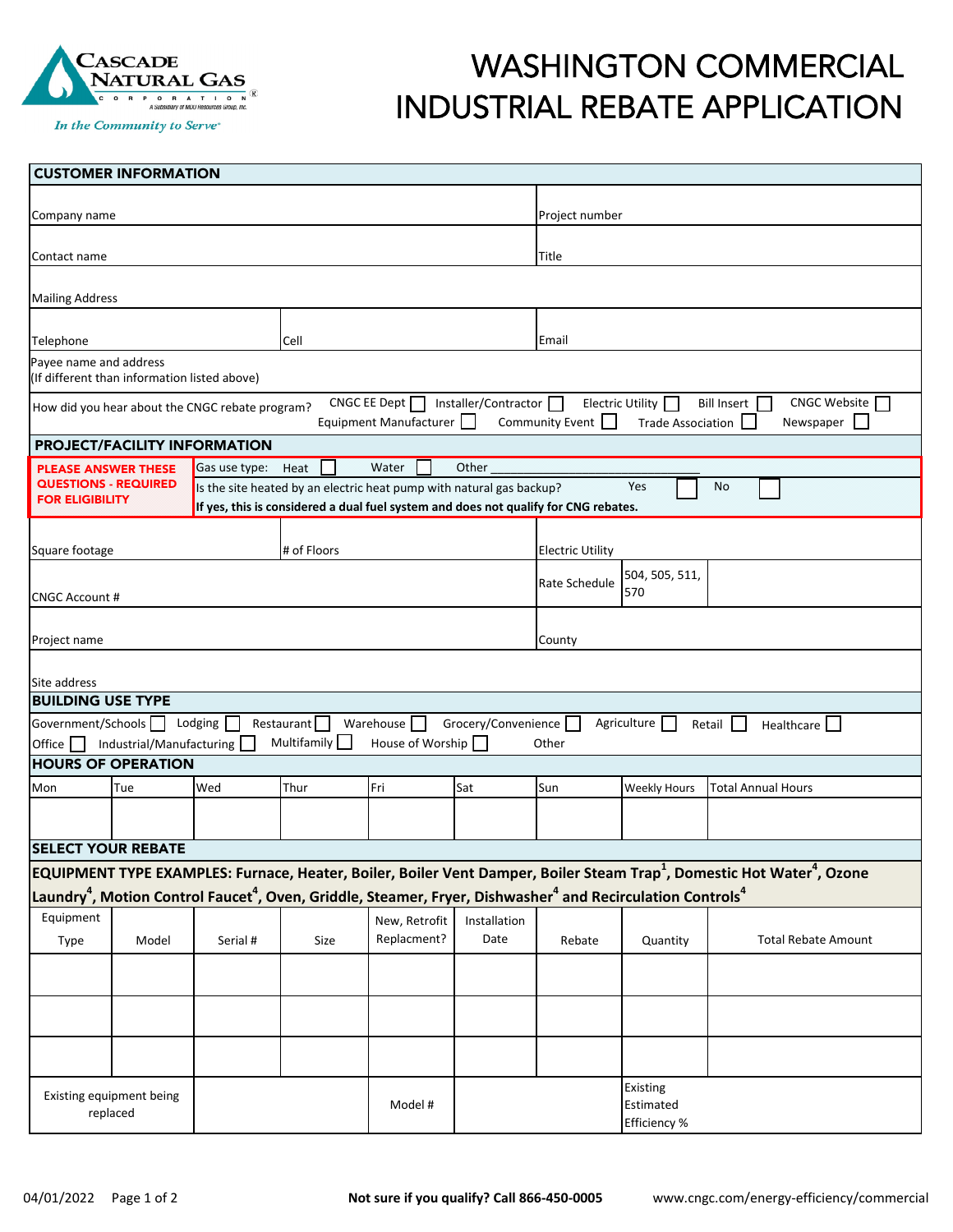Cascade Natural Gas Corporation

A Subsidiary of MDU Resources Group, Inc.

*In the Community to Serve*

# WASHINGTON COMMERCIAL INDUSTRIAL REBATE APPLICATION

## CUSTOMER INFORMATION

| | |
|---|---|
| Company name | Project number |
| Contact name | Title |
| Mailing Address | |
| Telephone / Cell | Email |
| Payee name and address (If different than information listed above) | |

How did you hear about the CNGC rebate program? CNGC EE Dept ☐ Installer/Contractor ☐ Electric Utility ☐ Bill Insert ☐ CNGC Website ☐ Equipment Manufacturer ☐ Community Event ☐ Trade Association ☐ Newspaper ☐

## PROJECT/FACILITY INFORMATION

**PLEASE ANSWER THESE QUESTIONS - REQUIRED FOR ELIGIBILITY**

Gas use type: Heat ☐ Water ☐ Other ____________

Is the site heated by an electric heat pump with natural gas backup? Yes ☐ No ☐

**If yes, this is considered a dual fuel system and does not qualify for CNG rebates.**

| | | | | |
|---|---|---|---|---|
| Square footage | # of Floors | Electric Utility | | |
| CNGC Account # | | Rate Schedule | 504, 505, 511, 570 | |
| Project name | | County | | |
| Site address | | | | |

## BUILDING USE TYPE

Government/Schools ☐ Lodging ☐ Restaurant ☐ Warehouse ☐ Grocery/Convenience ☐ Agriculture ☐ Retail ☐ Healthcare ☐
Office ☐ Industrial/Manufacturing ☐ Multifamily ☐ House of Worship ☐ Other

## HOURS OF OPERATION

| Mon | Tue | Wed | Thur | Fri | Sat | Sun | Weekly Hours | Total Annual Hours |
|---|---|---|---|---|---|---|---|---|
| | | | | | | | | |

## SELECT YOUR REBATE

**EQUIPMENT TYPE EXAMPLES: Furnace, Heater, Boiler, Boiler Vent Damper, Boiler Steam Trap[1], Domestic Hot Water[4], Ozone Laundry[4], Motion Control Faucet[4], Oven, Griddle, Steamer, Fryer, Dishwasher[4] and Recirculation Controls[4]**

| Equipment Type | Model | Serial # | Size | New, Retrofit Replacment? | Installation Date | Rebate | Quantity | Total Rebate Amount |
|---|---|---|---|---|---|---|---|---|
| | | | | | | | | |
| | | | | | | | | |
| | | | | | | | | |
| Existing equipment being replaced | | | | Model # | | | Existing Estimated Efficiency % | |

Not sure if you qualify? Call 866-450-0005

www.cngc.com/energy-efficiency/commercial

04/01/2022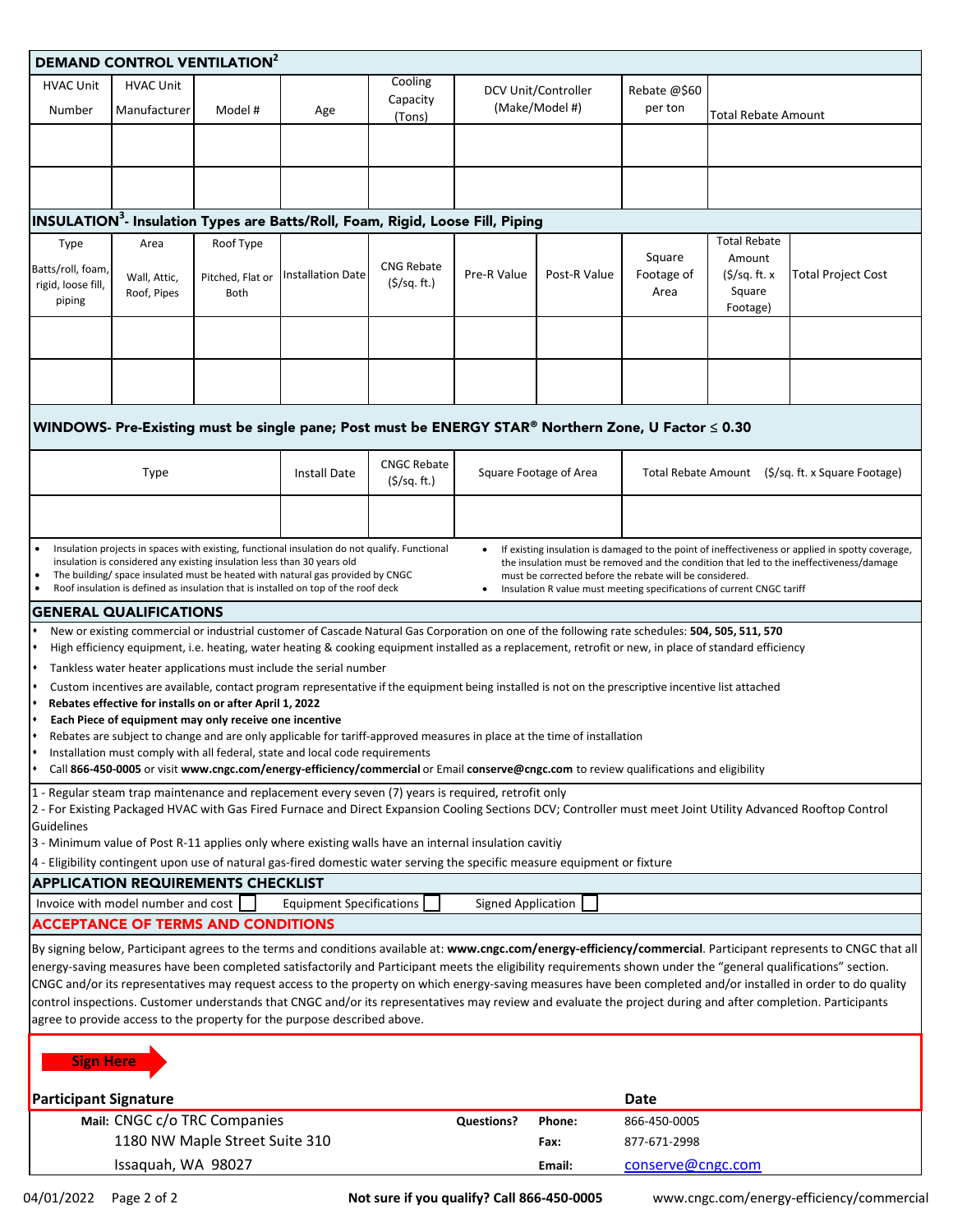## DEMAND CONTROL VENTILATION[2]

| HVAC Unit Number | HVAC Unit Manufacturer | Model # | Age | Cooling Capacity (Tons) | DCV Unit/Controller (Make/Model #) | Rebate @$60 per ton | Total Rebate Amount |
|---|---|---|---|---|---|---|---|
| | | | | | | | |
| | | | | | | | |

## INSULATION[3]- Insulation Types are Batts/Roll, Foam, Rigid, Loose Fill, Piping

| Type Batts/roll, foam, rigid, loose fill, piping | Area Wall, Attic, Roof, Pipes | Roof Type Pitched, Flat or Both | Installation Date | CNG Rebate ($/sq. ft.) | Pre-R Value | Post-R Value | Square Footage of Area | Total Rebate Amount ($/sq. ft. x Square Footage) | Total Project Cost |
|---|---|---|---|---|---|---|---|---|---|
| | | | | | | | | | |
| | | | | | | | | | |

## WINDOWS- Pre-Existing must be single pane; Post must be ENERGY STAR® Northern Zone, U Factor ≤ 0.30

| Type | Install Date | CNGC Rebate ($/sq. ft.) | Square Footage of Area | Total Rebate Amount ($/sq. ft. x Square Footage) |
|---|---|---|---|---|
| | | | | |

- Insulation projects in spaces with existing, functional insulation do not qualify. Functional insulation is considered any existing insulation less than 30 years old
- The building/ space insulated must be heated with natural gas provided by CNGC
- Roof insulation is defined as insulation that is installed on top of the roof deck
- If existing insulation is damaged to the point of ineffectiveness or applied in spotty coverage, the insulation must be removed and the condition that led to the ineffectiveness/damage must be corrected before the rebate will be considered.
- Insulation R value must meeting specifications of current CNGC tariff

## GENERAL QUALIFICATIONS

- New or existing commercial or industrial customer of Cascade Natural Gas Corporation on one of the following rate schedules: **504, 505, 511, 570**
- High efficiency equipment, i.e. heating, water heating & cooking equipment installed as a replacement, retrofit or new, in place of standard efficiency
- Tankless water heater applications must include the serial number
- Custom incentives are available, contact program representative if the equipment being installed is not on the prescriptive incentive list attached
- **Rebates effective for installs on or after April 1, 2022**
- **Each Piece of equipment may only receive one incentive**
- Rebates are subject to change and are only applicable for tariff-approved measures in place at the time of installation
- Installation must comply with all federal, state and local code requirements
- Call **866-450-0005** or visit **www.cngc.com/energy-efficiency/commercial** or Email **conserve@cngc.com** to review qualifications and eligibility

1 - Regular steam trap maintenance and replacement every seven (7) years is required, retrofit only

2 - For Existing Packaged HVAC with Gas Fired Furnace and Direct Expansion Cooling Sections DCV; Controller must meet Joint Utility Advanced Rooftop Control Guidelines

3 - Minimum value of Post R-11 applies only where existing walls have an internal insulation cavitiy

4 - Eligibility contingent upon use of natural gas-fired domestic water serving the specific measure equipment or fixture

## APPLICATION REQUIREMENTS CHECKLIST

Invoice with model number and cost ☐ Equipment Specifications ☐ Signed Application ☐

## ACCEPTANCE OF TERMS AND CONDITIONS

By signing below, Participant agrees to the terms and conditions available at: **www.cngc.com/energy-efficiency/commercial**. Participant represents to CNGC that all energy-saving measures have been completed satisfactorily and Participant meets the eligibility requirements shown under the "general qualifications" section. CNGC and/or its representatives may request access to the property on which energy-saving measures have been completed and/or installed in order to do quality control inspections. Customer understands that CNGC and/or its representatives may review and evaluate the project during and after completion. Participants agree to provide access to the property for the purpose described above.

**Sign Here**

**Participant Signature** **Date**

**Mail:** CNGC c/o TRC Companies
1180 NW Maple Street Suite 310
Issaquah, WA 98027

**Questions?**
**Phone:** 866-450-0005
**Fax:** 877-671-2998
**Email:** conserve@cngc.com

04/01/2022 **Not sure if you qualify? Call 866-450-0005** www.cngc.com/energy-efficiency/commercial